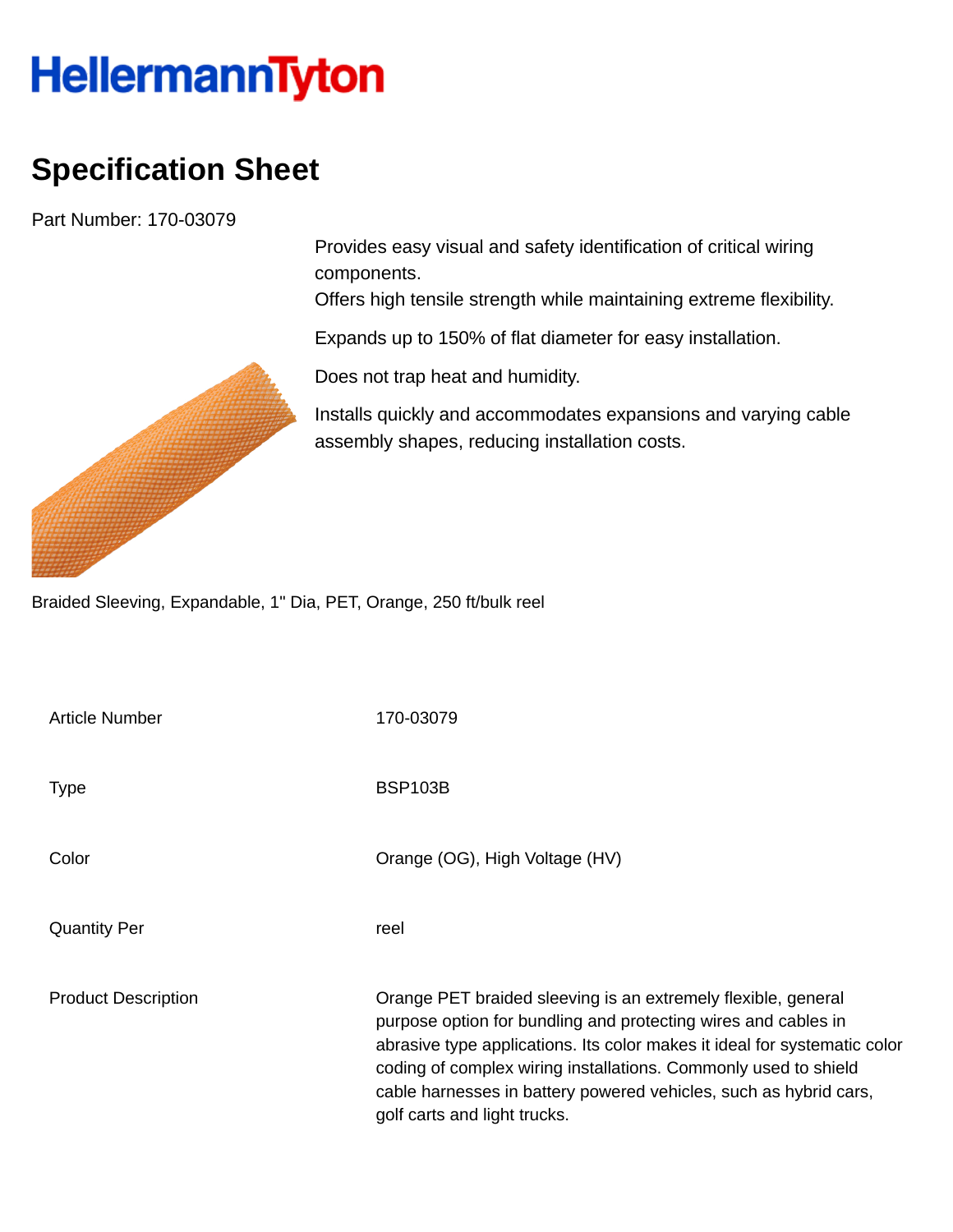HellermannTyton

# Specification Sheet

Part Number: 170-03079

Provides easy visual and safety identification of critical wiring components.
Offers high tensile strength while maintaining extreme flexibility.

Expands up to 150% of flat diameter for easy installation.

Does not trap heat and humidity.

Installs quickly and accommodates expansions and varying cable assembly shapes, reducing installation costs.

Braided Sleeving, Expandable, 1" Dia, PET, Orange, 250 ft/bulk reel

| | |
|---|---|
| Article Number | 170-03079 |
| Type | BSP103B |
| Color | Orange (OG), High Voltage (HV) |
| Quantity Per | reel |
| Product Description | Orange PET braided sleeving is an extremely flexible, general purpose option for bundling and protecting wires and cables in abrasive type applications. Its color makes it ideal for systematic color coding of complex wiring installations. Commonly used to shield cable harnesses in battery powered vehicles, such as hybrid cars, golf carts and light trucks. |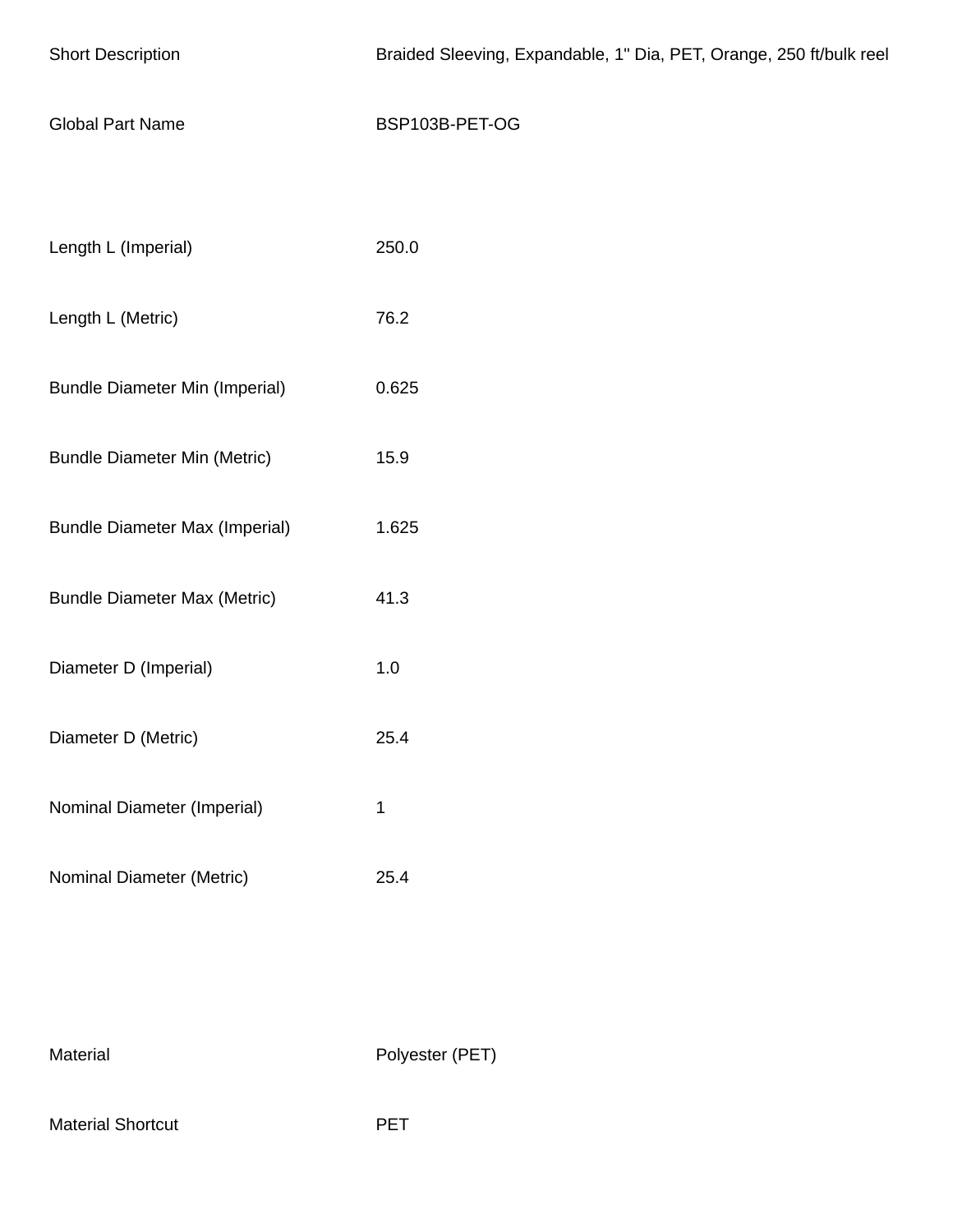| | |
|---|---|
| Short Description | Braided Sleeving, Expandable, 1" Dia, PET, Orange, 250 ft/bulk reel |
| Global Part Name | BSP103B-PET-OG |

| | |
|---|---|
| Length L (Imperial) | 250.0 |
| Length L (Metric) | 76.2 |
| Bundle Diameter Min (Imperial) | 0.625 |
| Bundle Diameter Min (Metric) | 15.9 |
| Bundle Diameter Max (Imperial) | 1.625 |
| Bundle Diameter Max (Metric) | 41.3 |
| Diameter D (Imperial) | 1.0 |
| Diameter D (Metric) | 25.4 |
| Nominal Diameter (Imperial) | 1 |
| Nominal Diameter (Metric) | 25.4 |

| | |
|---|---|
| Material | Polyester (PET) |
| Material Shortcut | PET |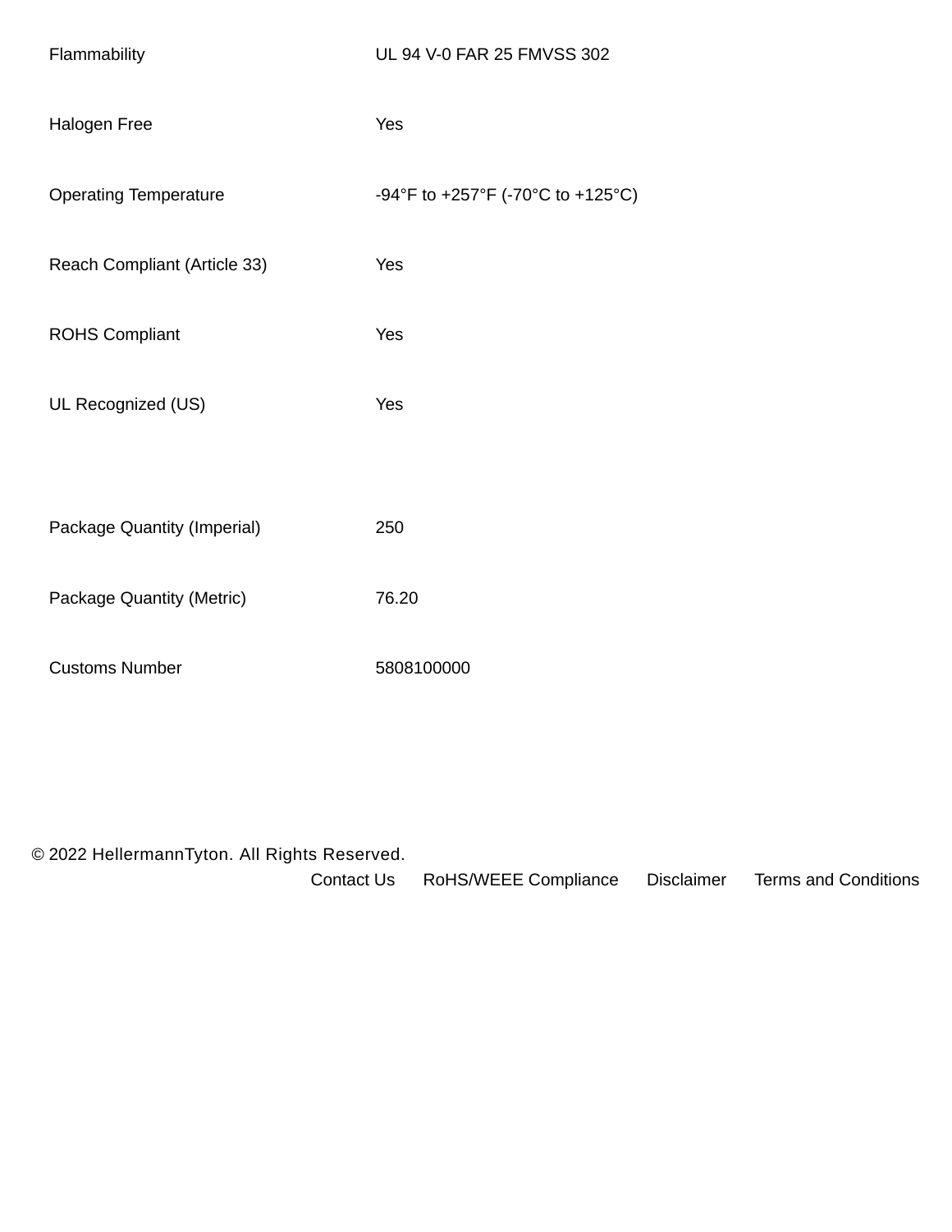| | |
|---|---|
| Flammability | UL 94 V-0 FAR 25 FMVSS 302 |
| Halogen Free | Yes |
| Operating Temperature | -94°F to +257°F (-70°C to +125°C) |
| Reach Compliant (Article 33) | Yes |
| ROHS Compliant | Yes |
| UL Recognized (US) | Yes |

| | |
|---|---|
| Package Quantity (Imperial) | 250 |
| Package Quantity (Metric) | 76.20 |
| Customs Number | 5808100000 |

© 2022 HellermannTyton. All Rights Reserved.

Contact Us RoHS/WEEE Compliance Disclaimer Terms and Conditions